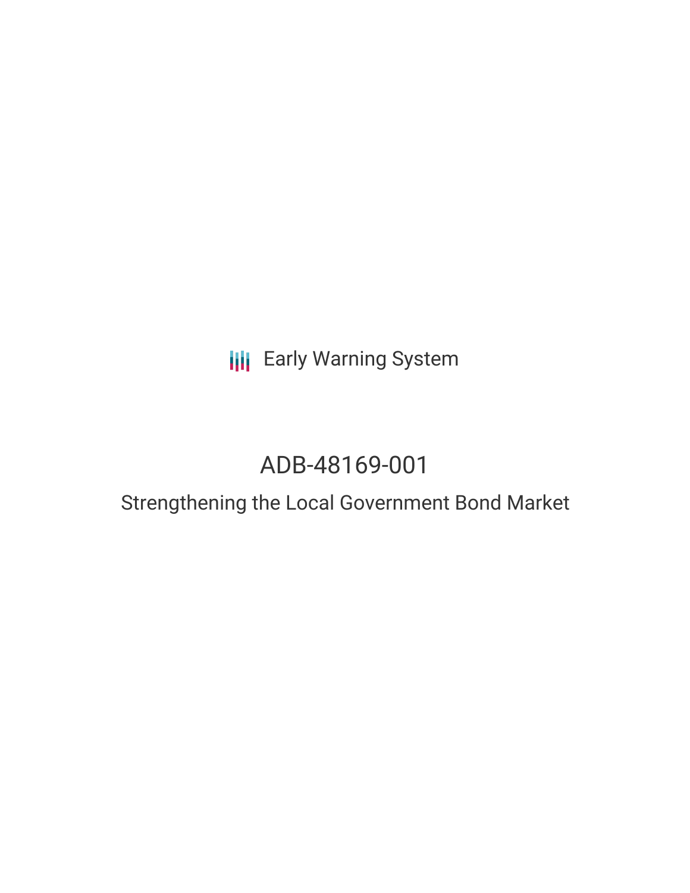Early Warning System

# ADB-48169-001

## Strengthening the Local Government Bond Market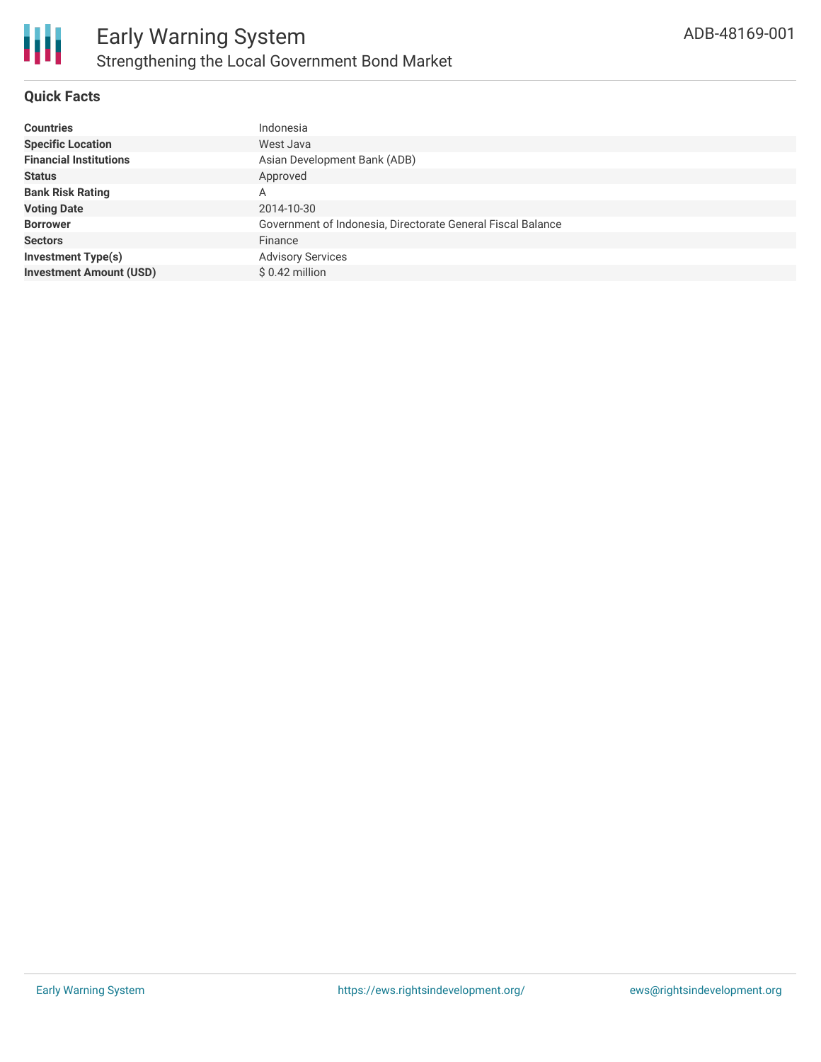# Early Warning System

## Strengthening the Local Government Bond Market

ADB-48169-001

### Quick Facts

| | |
|---|---|
| **Countries** | Indonesia |
| **Specific Location** | West Java |
| **Financial Institutions** | Asian Development Bank (ADB) |
| **Status** | Approved |
| **Bank Risk Rating** | A |
| **Voting Date** | 2014-10-30 |
| **Borrower** | Government of Indonesia, Directorate General Fiscal Balance |
| **Sectors** | Finance |
| **Investment Type(s)** | Advisory Services |
| **Investment Amount (USD)** | $ 0.42 million |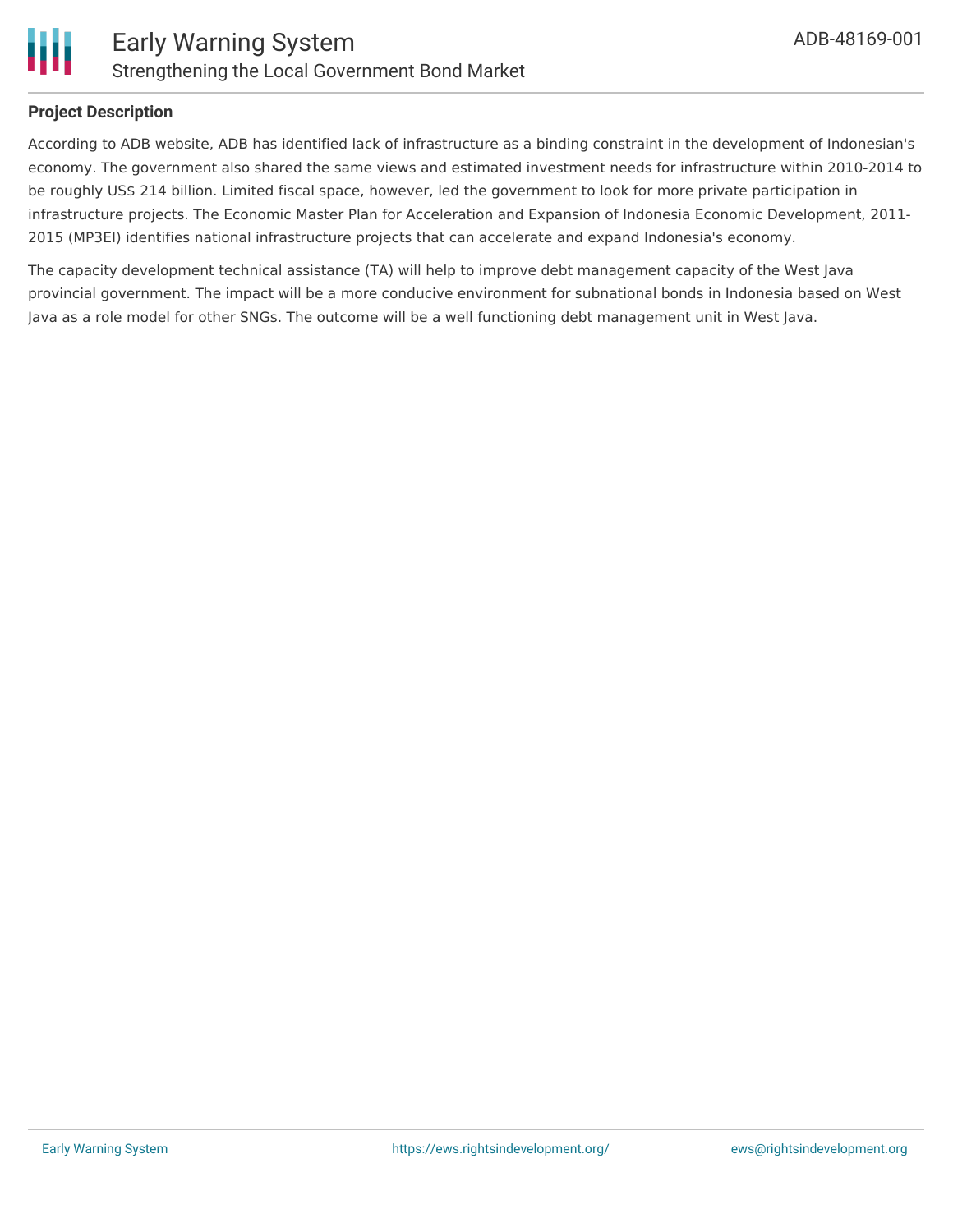### Project Description

According to ADB website, ADB has identified lack of infrastructure as a binding constraint in the development of Indonesian's economy. The government also shared the same views and estimated investment needs for infrastructure within 2010-2014 to be roughly US$ 214 billion. Limited fiscal space, however, led the government to look for more private participation in infrastructure projects. The Economic Master Plan for Acceleration and Expansion of Indonesia Economic Development, 2011-2015 (MP3EI) identifies national infrastructure projects that can accelerate and expand Indonesia's economy.

The capacity development technical assistance (TA) will help to improve debt management capacity of the West Java provincial government. The impact will be a more conducive environment for subnational bonds in Indonesia based on West Java as a role model for other SNGs. The outcome will be a well functioning debt management unit in West Java.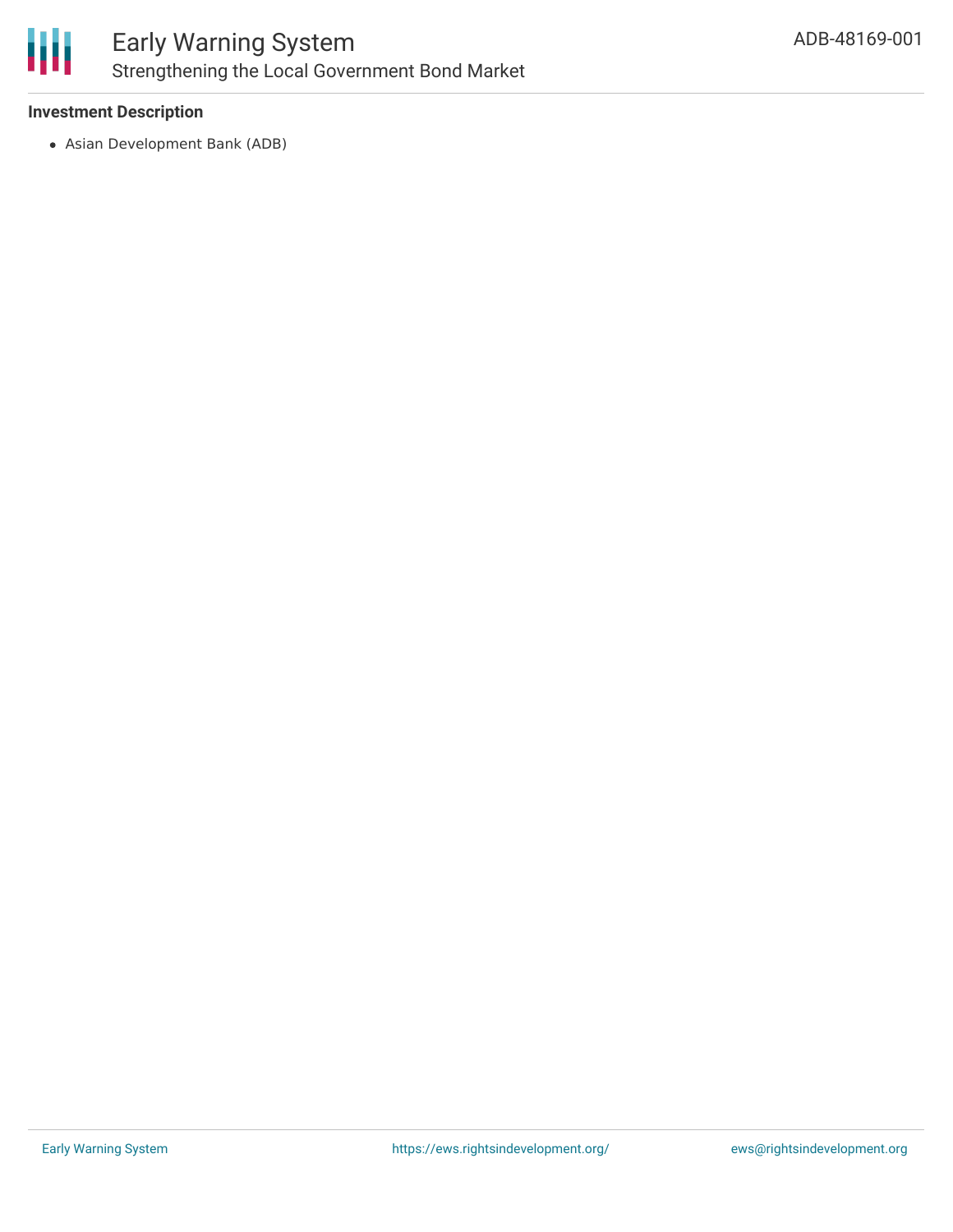### Investment Description

- Asian Development Bank (ADB)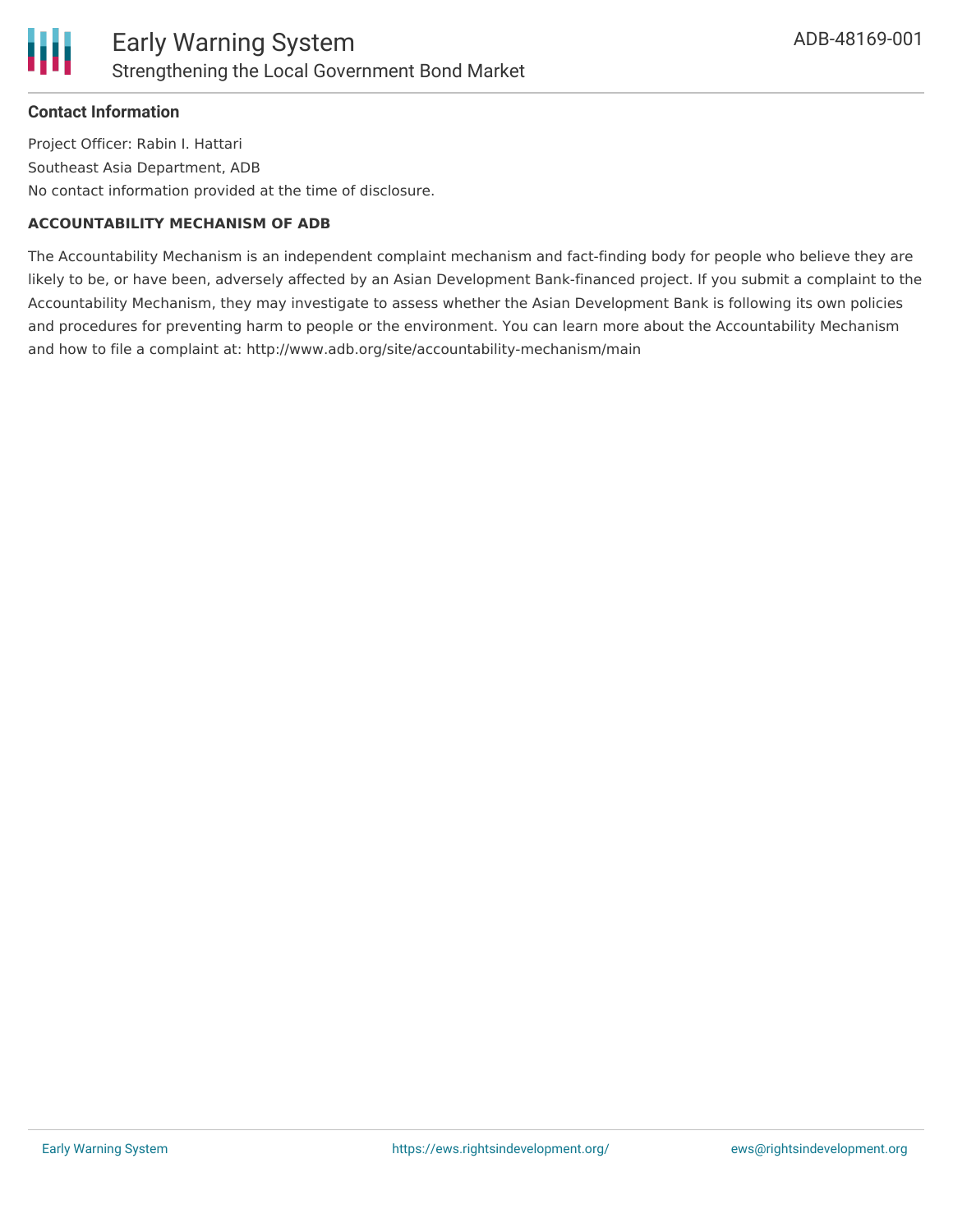### Contact Information

Project Officer: Rabin I. Hattari

Southeast Asia Department, ADB

No contact information provided at the time of disclosure.

#### ACCOUNTABILITY MECHANISM OF ADB

The Accountability Mechanism is an independent complaint mechanism and fact-finding body for people who believe they are likely to be, or have been, adversely affected by an Asian Development Bank-financed project. If you submit a complaint to the Accountability Mechanism, they may investigate to assess whether the Asian Development Bank is following its own policies and procedures for preventing harm to people or the environment. You can learn more about the Accountability Mechanism and how to file a complaint at: http://www.adb.org/site/accountability-mechanism/main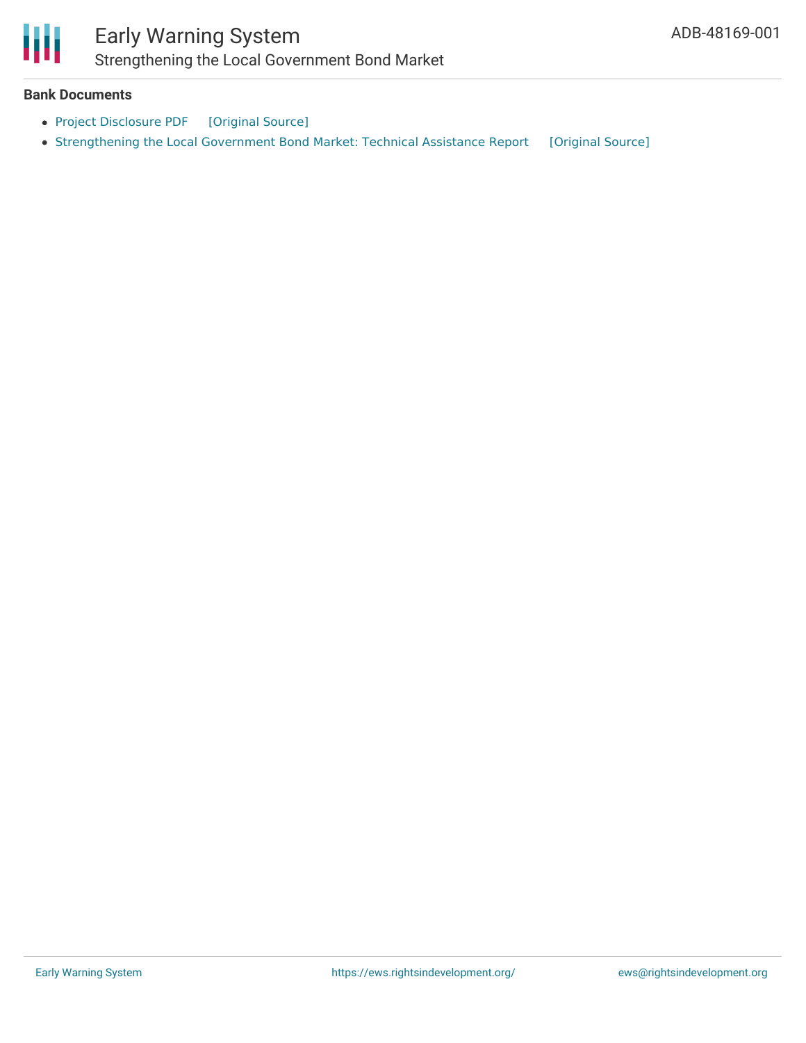**Bank Documents**

- Project Disclosure PDF [Original Source]
- Strengthening the Local Government Bond Market: Technical Assistance Report [Original Source]